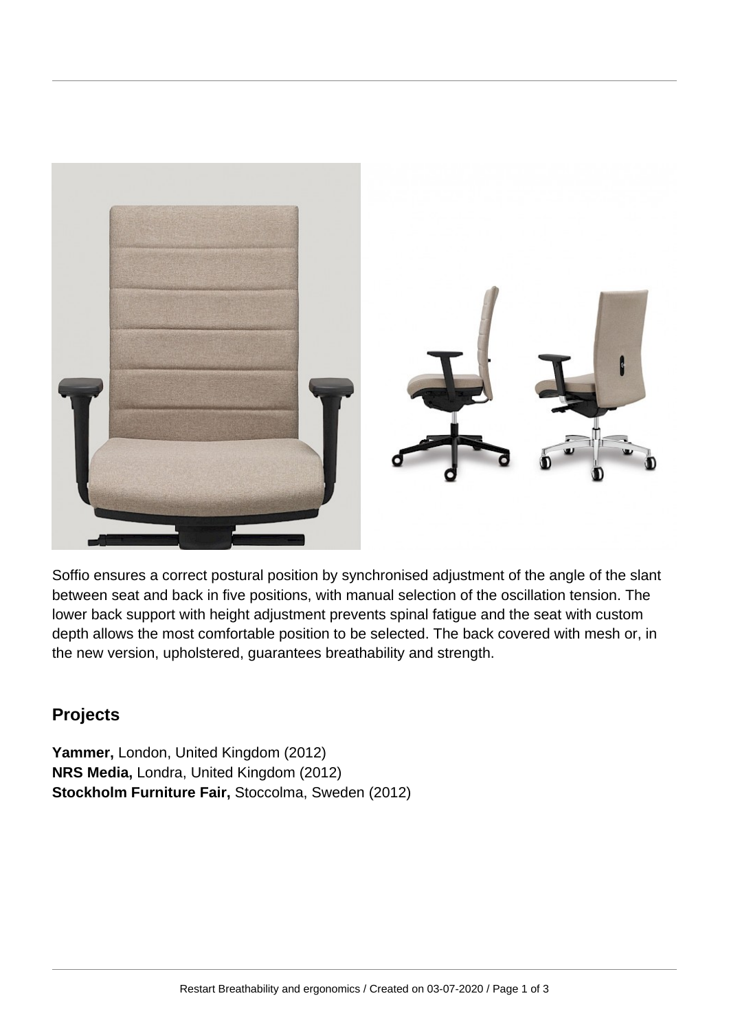Soffio ensures a correct postural position by synchronised adjustment of the angle of the slant between seat and back in five positions, with manual selection of the oscillation tension. The lower back support with height adjustment prevents spinal fatigue and the seat with custom depth allows the most comfortable position to be selected. The back covered with mesh or, in the new version, upholstered, guarantees breathability and strength.

## Projects

**Yammer,** London, United Kingdom (2012)
**NRS Media,** Londra, United Kingdom (2012)
**Stockholm Furniture Fair,** Stoccolma, Sweden (2012)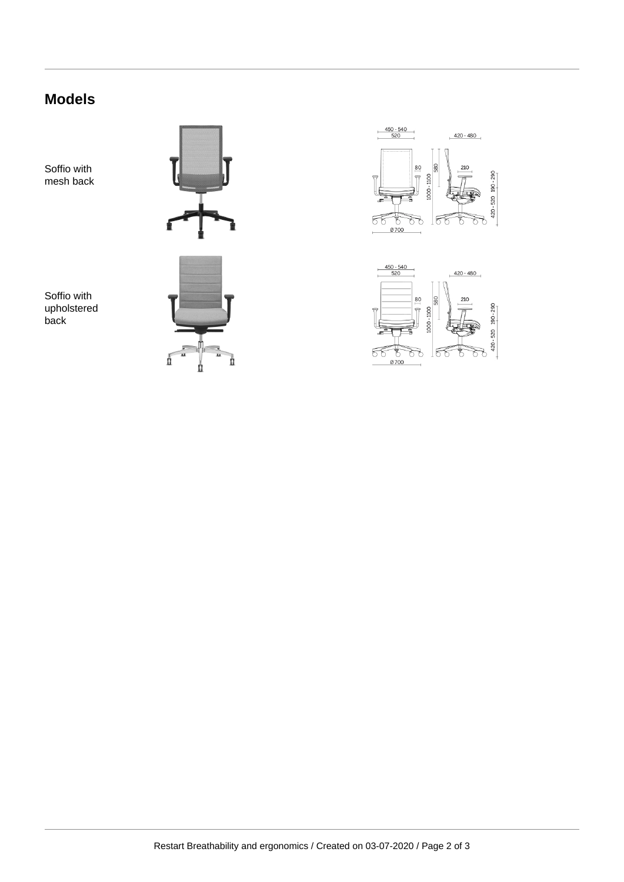## Models

Soffio with mesh back

Soffio with upholstered back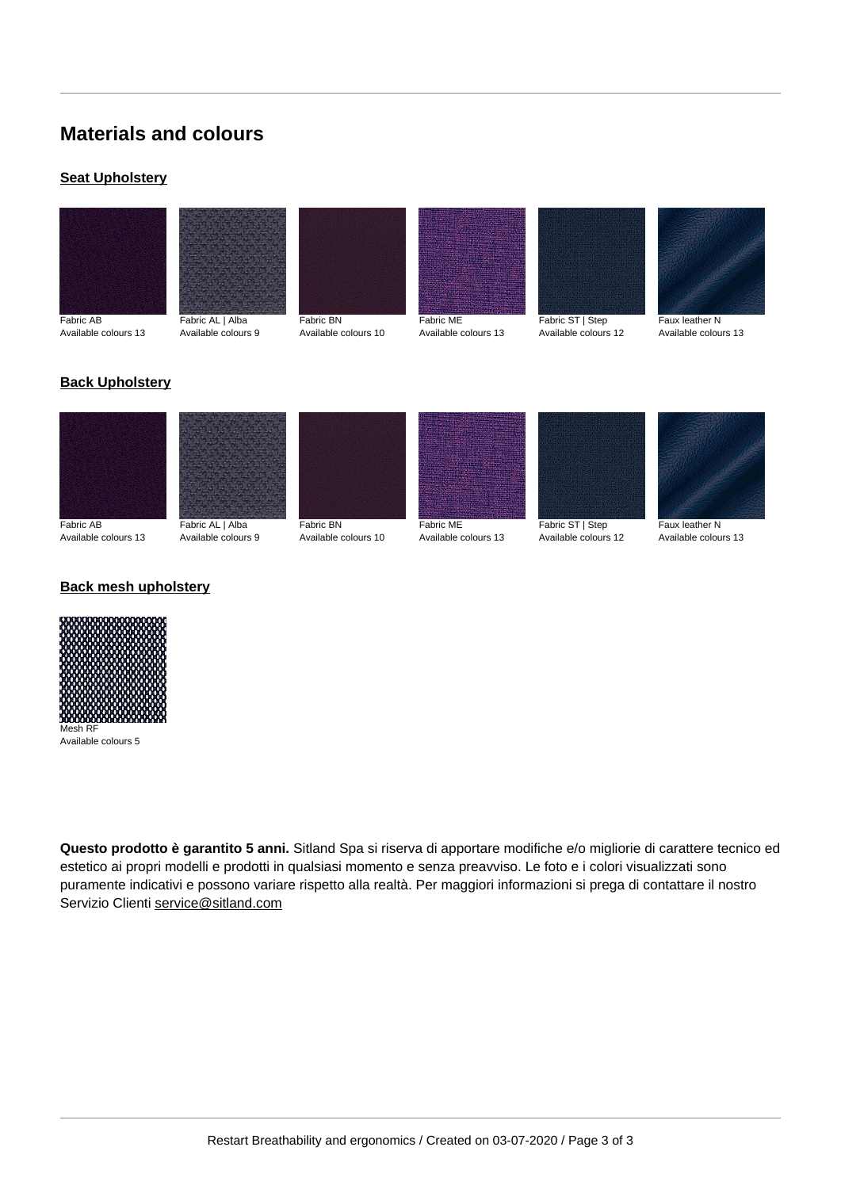## Materials and colours

### Seat Upholstery

Fabric AB
Available colours 13

Fabric AL | Alba
Available colours 9

Fabric BN
Available colours 10

Fabric ME
Available colours 13

Fabric ST | Step
Available colours 12

Faux leather N
Available colours 13

### Back Upholstery

Fabric AB
Available colours 13

Fabric AL | Alba
Available colours 9

Fabric BN
Available colours 10

Fabric ME
Available colours 13

Fabric ST | Step
Available colours 12

Faux leather N
Available colours 13

### Back mesh upholstery

Mesh RF
Available colours 5

**Questo prodotto è garantito 5 anni.** Sitland Spa si riserva di apportare modifiche e/o migliorie di carattere tecnico ed estetico ai propri modelli e prodotti in qualsiasi momento e senza preavviso. Le foto e i colori visualizzati sono puramente indicativi e possono variare rispetto alla realtà. Per maggiori informazioni si prega di contattare il nostro Servizio Clienti service@sitland.com